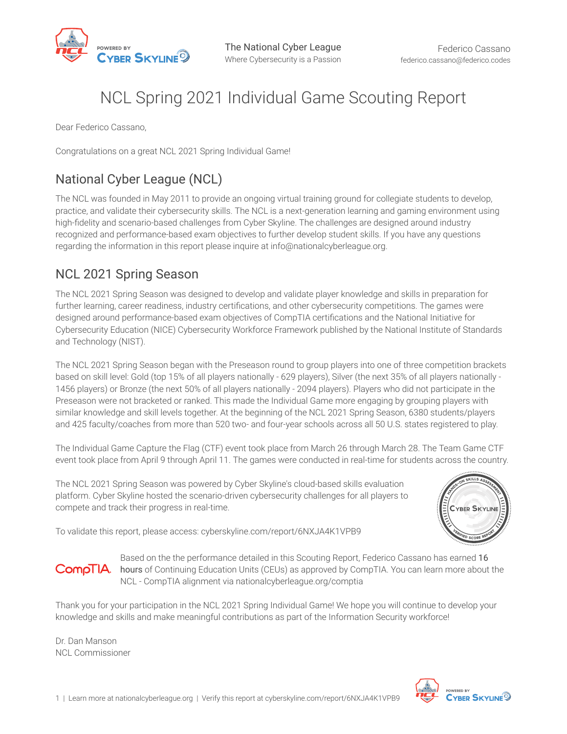The National Cyber League
Where Cybersecurity is a Passion

Federico Cassano
federico.cassano@federico.codes

# NCL Spring 2021 Individual Game Scouting Report

Dear Federico Cassano,

Congratulations on a great NCL 2021 Spring Individual Game!

## National Cyber League (NCL)

The NCL was founded in May 2011 to provide an ongoing virtual training ground for collegiate students to develop, practice, and validate their cybersecurity skills. The NCL is a next-generation learning and gaming environment using high-fidelity and scenario-based challenges from Cyber Skyline. The challenges are designed around industry recognized and performance-based exam objectives to further develop student skills. If you have any questions regarding the information in this report please inquire at info@nationalcyberleague.org.

## NCL 2021 Spring Season

The NCL 2021 Spring Season was designed to develop and validate player knowledge and skills in preparation for further learning, career readiness, industry certifications, and other cybersecurity competitions. The games were designed around performance-based exam objectives of CompTIA certifications and the National Initiative for Cybersecurity Education (NICE) Cybersecurity Workforce Framework published by the National Institute of Standards and Technology (NIST).

The NCL 2021 Spring Season began with the Preseason round to group players into one of three competition brackets based on skill level: Gold (top 15% of all players nationally - 629 players), Silver (the next 35% of all players nationally - 1456 players) or Bronze (the next 50% of all players nationally - 2094 players). Players who did not participate in the Preseason were not bracketed or ranked. This made the Individual Game more engaging by grouping players with similar knowledge and skill levels together. At the beginning of the NCL 2021 Spring Season, 6380 students/players and 425 faculty/coaches from more than 520 two- and four-year schools across all 50 U.S. states registered to play.

The Individual Game Capture the Flag (CTF) event took place from March 26 through March 28. The Team Game CTF event took place from April 9 through April 11. The games were conducted in real-time for students across the country.

The NCL 2021 Spring Season was powered by Cyber Skyline's cloud-based skills evaluation platform. Cyber Skyline hosted the scenario-driven cybersecurity challenges for all players to compete and track their progress in real-time.

To validate this report, please access: cyberskyline.com/report/6NXJA4K1VPB9

Based on the the performance detailed in this Scouting Report, Federico Cassano has earned 16 hours of Continuing Education Units (CEUs) as approved by CompTIA. You can learn more about the NCL - CompTIA alignment via nationalcyberleague.org/comptia

Thank you for your participation in the NCL 2021 Spring Individual Game! We hope you will continue to develop your knowledge and skills and make meaningful contributions as part of the Information Security workforce!

Dr. Dan Manson
NCL Commissioner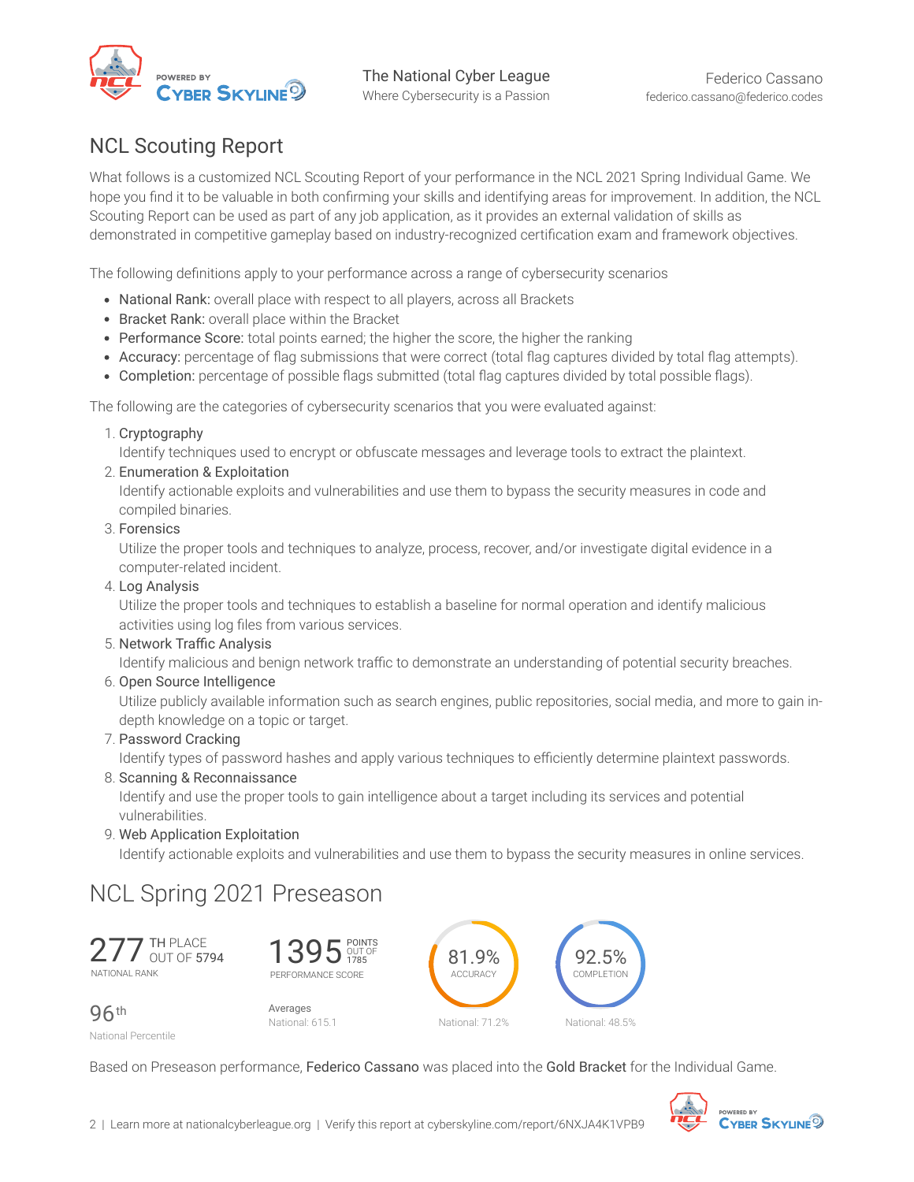The National Cyber League
Where Cybersecurity is a Passion

Federico Cassano
federico.cassano@federico.codes

## NCL Scouting Report

What follows is a customized NCL Scouting Report of your performance in the NCL 2021 Spring Individual Game. We hope you find it to be valuable in both confirming your skills and identifying areas for improvement. In addition, the NCL Scouting Report can be used as part of any job application, as it provides an external validation of skills as demonstrated in competitive gameplay based on industry-recognized certification exam and framework objectives.

The following definitions apply to your performance across a range of cybersecurity scenarios

- National Rank: overall place with respect to all players, across all Brackets
- Bracket Rank: overall place within the Bracket
- Performance Score: total points earned; the higher the score, the higher the ranking
- Accuracy: percentage of flag submissions that were correct (total flag captures divided by total flag attempts).
- Completion: percentage of possible flags submitted (total flag captures divided by total possible flags).

The following are the categories of cybersecurity scenarios that you were evaluated against:

1. Cryptography
   Identify techniques used to encrypt or obfuscate messages and leverage tools to extract the plaintext.
2. Enumeration & Exploitation
   Identify actionable exploits and vulnerabilities and use them to bypass the security measures in code and compiled binaries.
3. Forensics
   Utilize the proper tools and techniques to analyze, process, recover, and/or investigate digital evidence in a computer-related incident.
4. Log Analysis
   Utilize the proper tools and techniques to establish a baseline for normal operation and identify malicious activities using log files from various services.
5. Network Traffic Analysis
   Identify malicious and benign network traffic to demonstrate an understanding of potential security breaches.
6. Open Source Intelligence
   Utilize publicly available information such as search engines, public repositories, social media, and more to gain in-depth knowledge on a topic or target.
7. Password Cracking
   Identify types of password hashes and apply various techniques to efficiently determine plaintext passwords.
8. Scanning & Reconnaissance
   Identify and use the proper tools to gain intelligence about a target including its services and potential vulnerabilities.
9. Web Application Exploitation
   Identify actionable exploits and vulnerabilities and use them to bypass the security measures in online services.

## NCL Spring 2021 Preseason

**277** TH PLACE OUT OF **5794**
NATIONAL RANK

**96**th
National Percentile

**1395** POINTS OUT OF 1785
PERFORMANCE SCORE

Averages
National: 615.1

**81.9%**
ACCURACY
National: 71.2%

**92.5%**
COMPLETION
National: 48.5%

Based on Preseason performance, Federico Cassano was placed into the Gold Bracket for the Individual Game.

Learn more at nationalcyberleague.org | Verify this report at cyberskyline.com/report/6NXJA4K1VPB9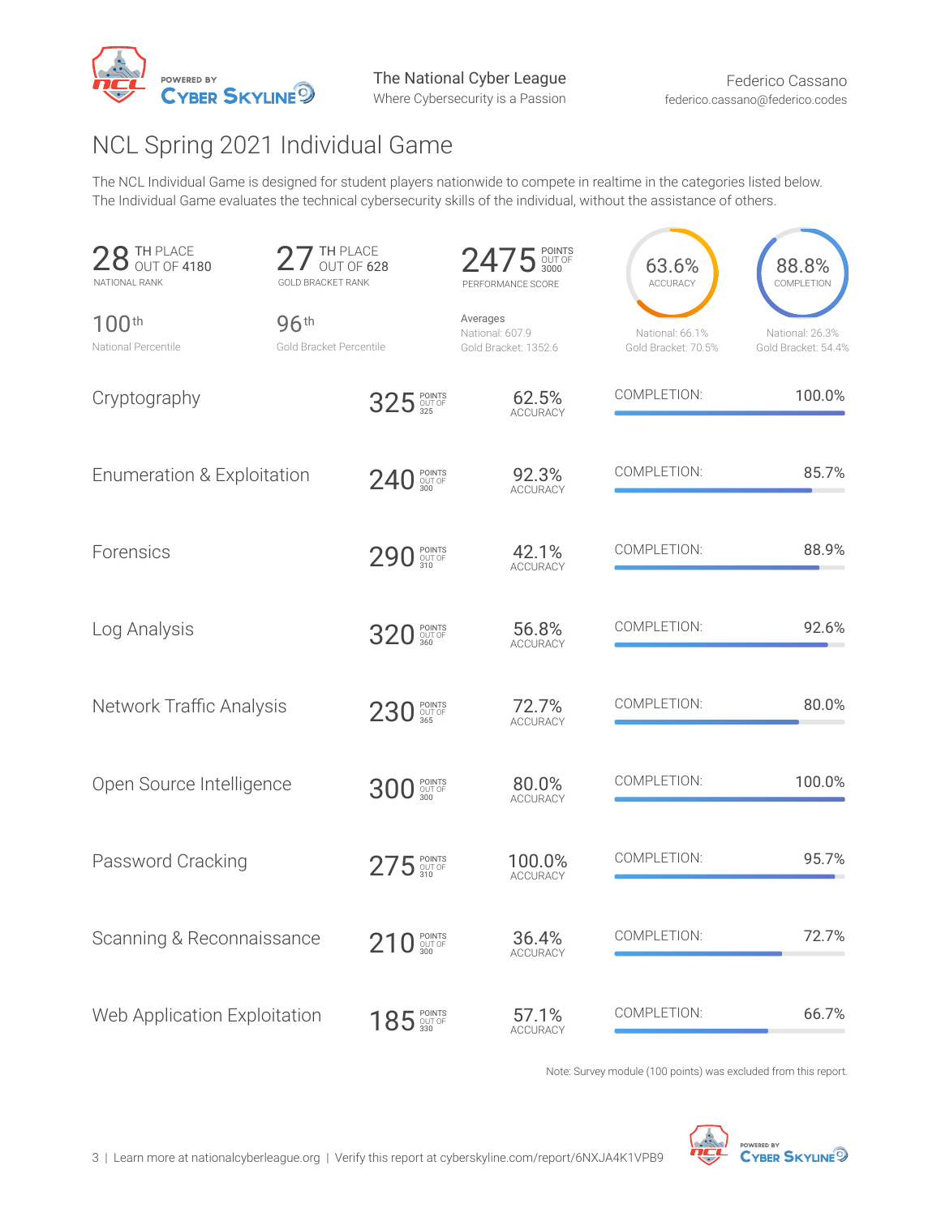The National Cyber League
Where Cybersecurity is a Passion

Federico Cassano
federico.cassano@federico.codes

# NCL Spring 2021 Individual Game

The NCL Individual Game is designed for student players nationwide to compete in realtime in the categories listed below. The Individual Game evaluates the technical cybersecurity skills of the individual, without the assistance of others.

**28** TH PLACE OUT OF 4180
NATIONAL RANK

**27** TH PLACE OUT OF 628
GOLD BRACKET RANK

**2475** POINTS OUT OF 3000
PERFORMANCE SCORE

**63.6%** ACCURACY

**88.8%** COMPLETION

100th
National Percentile

96th
Gold Bracket Percentile

Averages
National: 607.9
Gold Bracket: 1352.6

Accuracy — National: 66.1%, Gold Bracket: 70.5%

Completion — National: 26.3%, Gold Bracket: 54.4%

| Category | Points | Out Of | Accuracy | Completion |
| --- | --- | --- | --- | --- |
| Cryptography | 325 | 325 | 62.5% | 100.0% |
| Enumeration & Exploitation | 240 | 300 | 92.3% | 85.7% |
| Forensics | 290 | 310 | 42.1% | 88.9% |
| Log Analysis | 320 | 360 | 56.8% | 92.6% |
| Network Traffic Analysis | 230 | 365 | 72.7% | 80.0% |
| Open Source Intelligence | 300 | 300 | 80.0% | 100.0% |
| Password Cracking | 275 | 310 | 100.0% | 95.7% |
| Scanning & Reconnaissance | 210 | 300 | 36.4% | 72.7% |
| Web Application Exploitation | 185 | 330 | 57.1% | 66.7% |

Note: Survey module (100 points) was excluded from this report.

Learn more at nationalcyberleague.org | Verify this report at cyberskyline.com/report/6NXJA4K1VPB9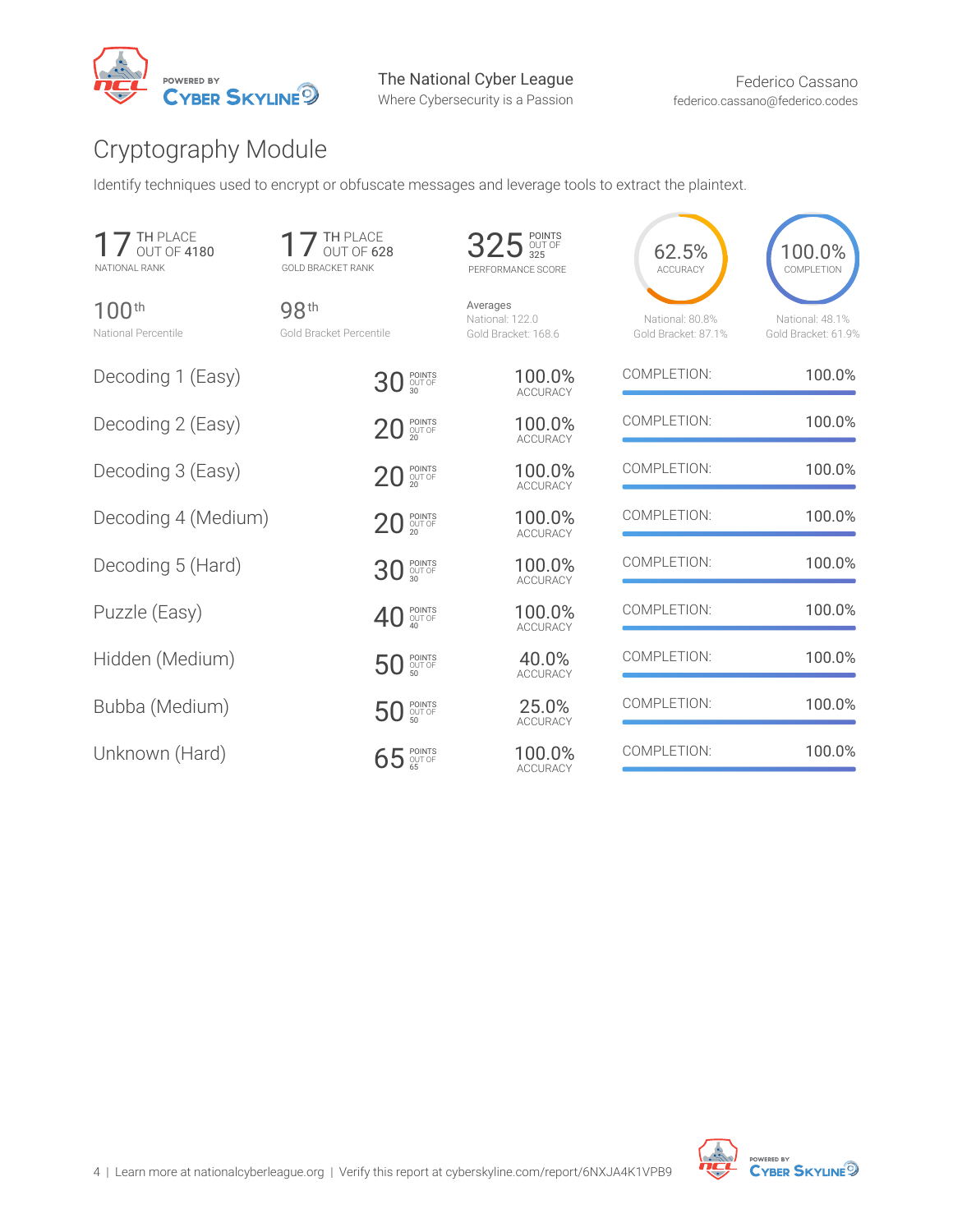The National Cyber League
Where Cybersecurity is a Passion

Federico Cassano
federico.cassano@federico.codes

# Cryptography Module

Identify techniques used to encrypt or obfuscate messages and leverage tools to extract the plaintext.

| 17 TH PLACE OUT OF 4180 | 17 TH PLACE OUT OF 628 | 325 POINTS OUT OF 325 | 62.5% ACCURACY | 100.0% COMPLETION |
|---|---|---|---|---|
| NATIONAL RANK | GOLD BRACKET RANK | PERFORMANCE SCORE | | |
| 100th National Percentile | 98th Gold Bracket Percentile | Averages National: 122.0 Gold Bracket: 168.6 | National: 80.8% Gold Bracket: 87.1% | National: 48.1% Gold Bracket: 61.9% |

| Challenge | Points | Out Of | Accuracy | Completion |
|---|---|---|---|---|
| Decoding 1 (Easy) | 30 | 30 | 100.0% | 100.0% |
| Decoding 2 (Easy) | 20 | 20 | 100.0% | 100.0% |
| Decoding 3 (Easy) | 20 | 20 | 100.0% | 100.0% |
| Decoding 4 (Medium) | 20 | 20 | 100.0% | 100.0% |
| Decoding 5 (Hard) | 30 | 30 | 100.0% | 100.0% |
| Puzzle (Easy) | 40 | 40 | 100.0% | 100.0% |
| Hidden (Medium) | 50 | 50 | 40.0% | 100.0% |
| Bubba (Medium) | 50 | 50 | 25.0% | 100.0% |
| Unknown (Hard) | 65 | 65 | 100.0% | 100.0% |

Learn more at nationalcyberleague.org | Verify this report at cyberskyline.com/report/6NXJA4K1VPB9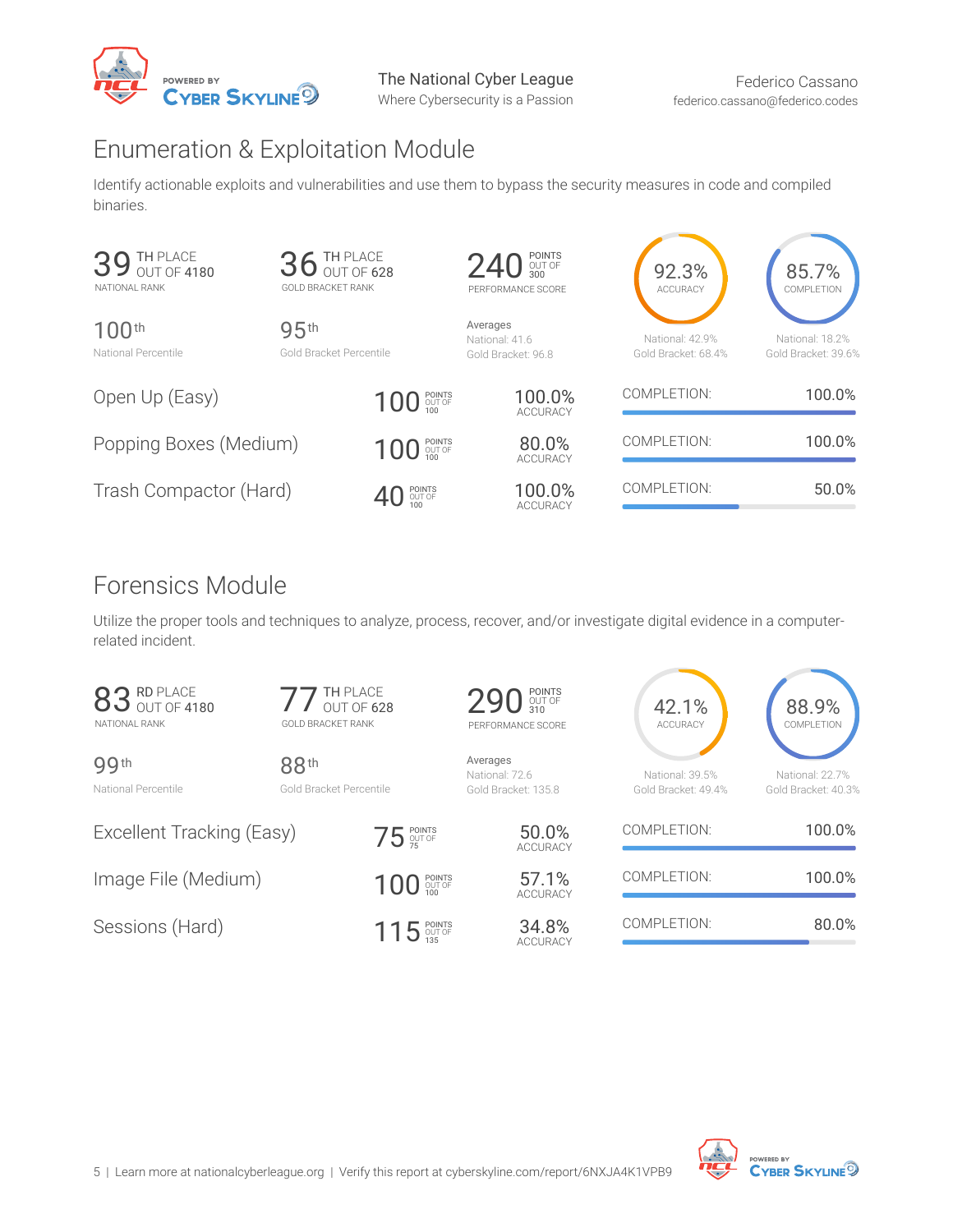## Enumeration & Exploitation Module

Identify actionable exploits and vulnerabilities and use them to bypass the security measures in code and compiled binaries.

| 39 TH PLACE OUT OF 4180 | 36 TH PLACE OUT OF 628 | 240 POINTS OUT OF 300 | 92.3% | 85.7% |
|---|---|---|---|---|
| NATIONAL RANK | GOLD BRACKET RANK | PERFORMANCE SCORE | ACCURACY | COMPLETION |
| 100th National Percentile | 95th Gold Bracket Percentile | Averages National: 41.6 Gold Bracket: 96.8 | National: 42.9% Gold Bracket: 68.4% | National: 18.2% Gold Bracket: 39.6% |

| Challenge | Points | Accuracy | Completion |
|---|---|---|---|
| Open Up (Easy) | 100 POINTS OUT OF 100 | 100.0% ACCURACY | 100.0% |
| Popping Boxes (Medium) | 100 POINTS OUT OF 100 | 80.0% ACCURACY | 100.0% |
| Trash Compactor (Hard) | 40 POINTS OUT OF 100 | 100.0% ACCURACY | 50.0% |

## Forensics Module

Utilize the proper tools and techniques to analyze, process, recover, and/or investigate digital evidence in a computer-related incident.

| 83 RD PLACE OUT OF 4180 | 77 TH PLACE OUT OF 628 | 290 POINTS OUT OF 310 | 42.1% | 88.9% |
|---|---|---|---|---|
| NATIONAL RANK | GOLD BRACKET RANK | PERFORMANCE SCORE | ACCURACY | COMPLETION |
| 99th National Percentile | 88th Gold Bracket Percentile | Averages National: 72.6 Gold Bracket: 135.8 | National: 39.5% Gold Bracket: 49.4% | National: 22.7% Gold Bracket: 40.3% |

| Challenge | Points | Accuracy | Completion |
|---|---|---|---|
| Excellent Tracking (Easy) | 75 POINTS OUT OF 75 | 50.0% ACCURACY | 100.0% |
| Image File (Medium) | 100 POINTS OUT OF 100 | 57.1% ACCURACY | 100.0% |
| Sessions (Hard) | 115 POINTS OUT OF 135 | 34.8% ACCURACY | 80.0% |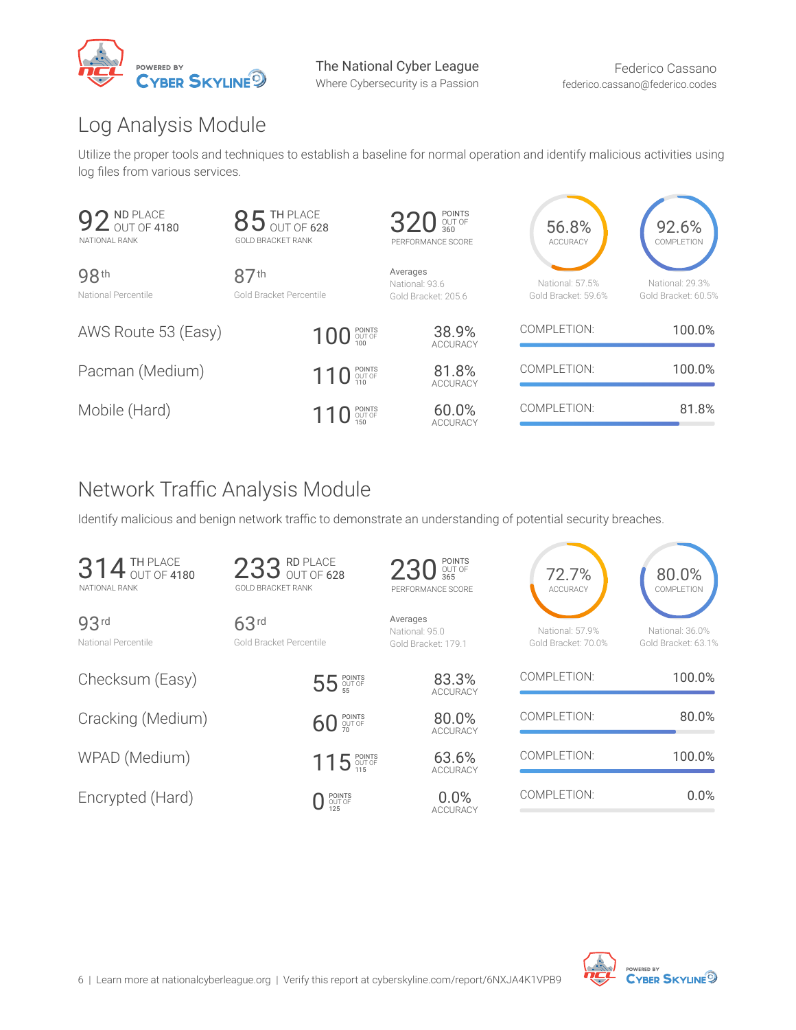## Log Analysis Module

Utilize the proper tools and techniques to establish a baseline for normal operation and identify malicious activities using log files from various services.

**92**nd PLACE OUT OF 4180
NATIONAL RANK

**85**th PLACE OUT OF 628
GOLD BRACKET RANK

**320** POINTS OUT OF 360
PERFORMANCE SCORE

**56.8%** ACCURACY

**92.6%** COMPLETION

98th
National Percentile

87th
Gold Bracket Percentile

Averages
National: 93.6
Gold Bracket: 205.6

National: 57.5%
Gold Bracket: 59.6%

National: 29.3%
Gold Bracket: 60.5%

| Challenge | Points | Accuracy | Completion |
|---|---|---|---|
| AWS Route 53 (Easy) | 100 POINTS OUT OF 100 | 38.9% ACCURACY | 100.0% |
| Pacman (Medium) | 110 POINTS OUT OF 110 | 81.8% ACCURACY | 100.0% |
| Mobile (Hard) | 110 POINTS OUT OF 150 | 60.0% ACCURACY | 81.8% |

## Network Traffic Analysis Module

Identify malicious and benign network traffic to demonstrate an understanding of potential security breaches.

**314**th PLACE OUT OF 4180
NATIONAL RANK

**233**rd PLACE OUT OF 628
GOLD BRACKET RANK

**230** POINTS OUT OF 365
PERFORMANCE SCORE

**72.7%** ACCURACY

**80.0%** COMPLETION

93rd
National Percentile

63rd
Gold Bracket Percentile

Averages
National: 95.0
Gold Bracket: 179.1

National: 57.9%
Gold Bracket: 70.0%

National: 36.0%
Gold Bracket: 63.1%

| Challenge | Points | Accuracy | Completion |
|---|---|---|---|
| Checksum (Easy) | 55 POINTS OUT OF 55 | 83.3% ACCURACY | 100.0% |
| Cracking (Medium) | 60 POINTS OUT OF 70 | 80.0% ACCURACY | 80.0% |
| WPAD (Medium) | 115 POINTS OUT OF 115 | 63.6% ACCURACY | 100.0% |
| Encrypted (Hard) | 0 POINTS OUT OF 125 | 0.0% ACCURACY | 0.0% |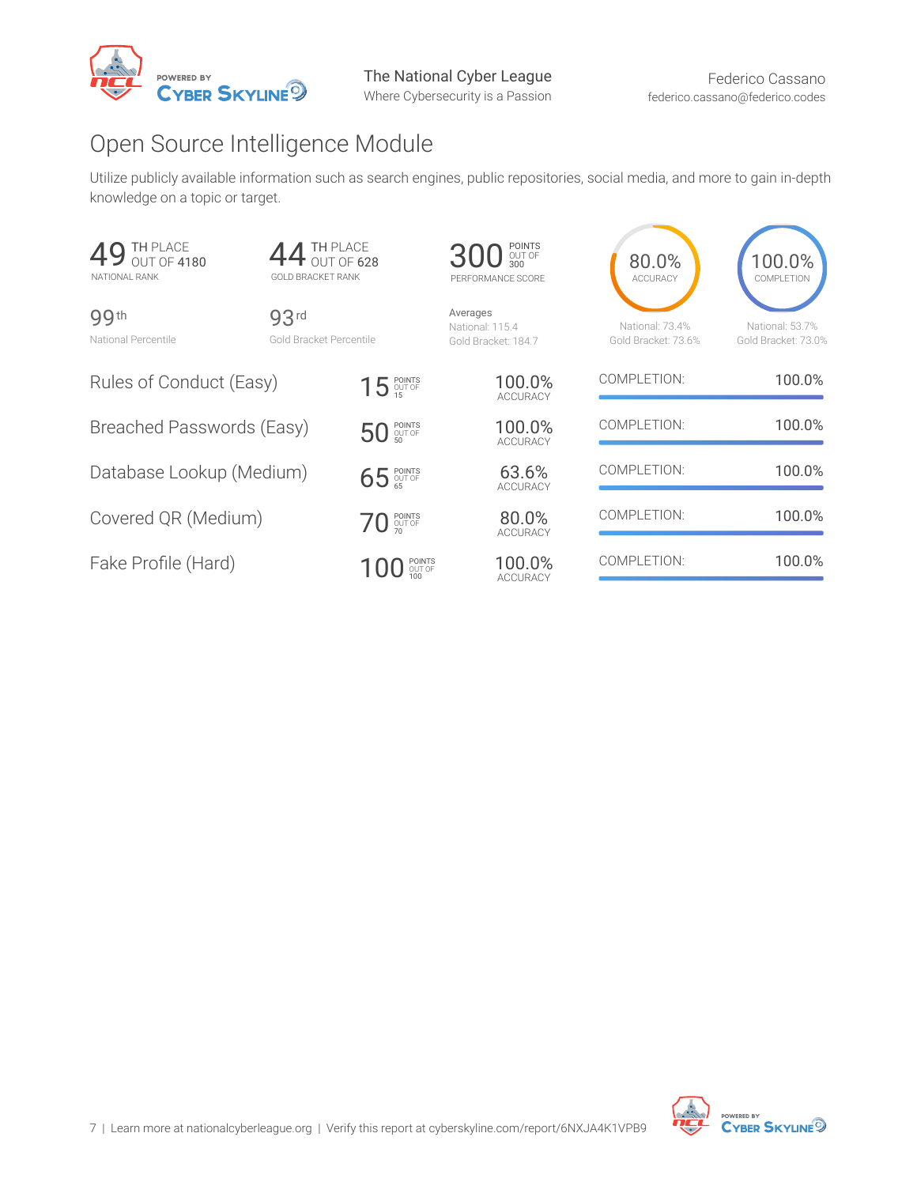The National Cyber League
Where Cybersecurity is a Passion

Federico Cassano
federico.cassano@federico.codes

# Open Source Intelligence Module

Utilize publicly available information such as search engines, public repositories, social media, and more to gain in-depth knowledge on a topic or target.

**49** TH PLACE OUT OF 4180
NATIONAL RANK

**44** TH PLACE OUT OF 628
GOLD BRACKET RANK

**300** POINTS OUT OF 300
PERFORMANCE SCORE

**80.0%** ACCURACY

**100.0%** COMPLETION

99th
National Percentile

93rd
Gold Bracket Percentile

Averages
National: 115.4
Gold Bracket: 184.7

National: 73.4%
Gold Bracket: 73.6%

National: 53.7%
Gold Bracket: 73.0%

| Challenge | Points | Accuracy | Completion |
|---|---|---|---|
| Rules of Conduct (Easy) | 15 points out of 15 | 100.0% | 100.0% |
| Breached Passwords (Easy) | 50 points out of 50 | 100.0% | 100.0% |
| Database Lookup (Medium) | 65 points out of 65 | 63.6% | 100.0% |
| Covered QR (Medium) | 70 points out of 70 | 80.0% | 100.0% |
| Fake Profile (Hard) | 100 points out of 100 | 100.0% | 100.0% |

Learn more at nationalcyberleague.org | Verify this report at cyberskyline.com/report/6NXJA4K1VPB9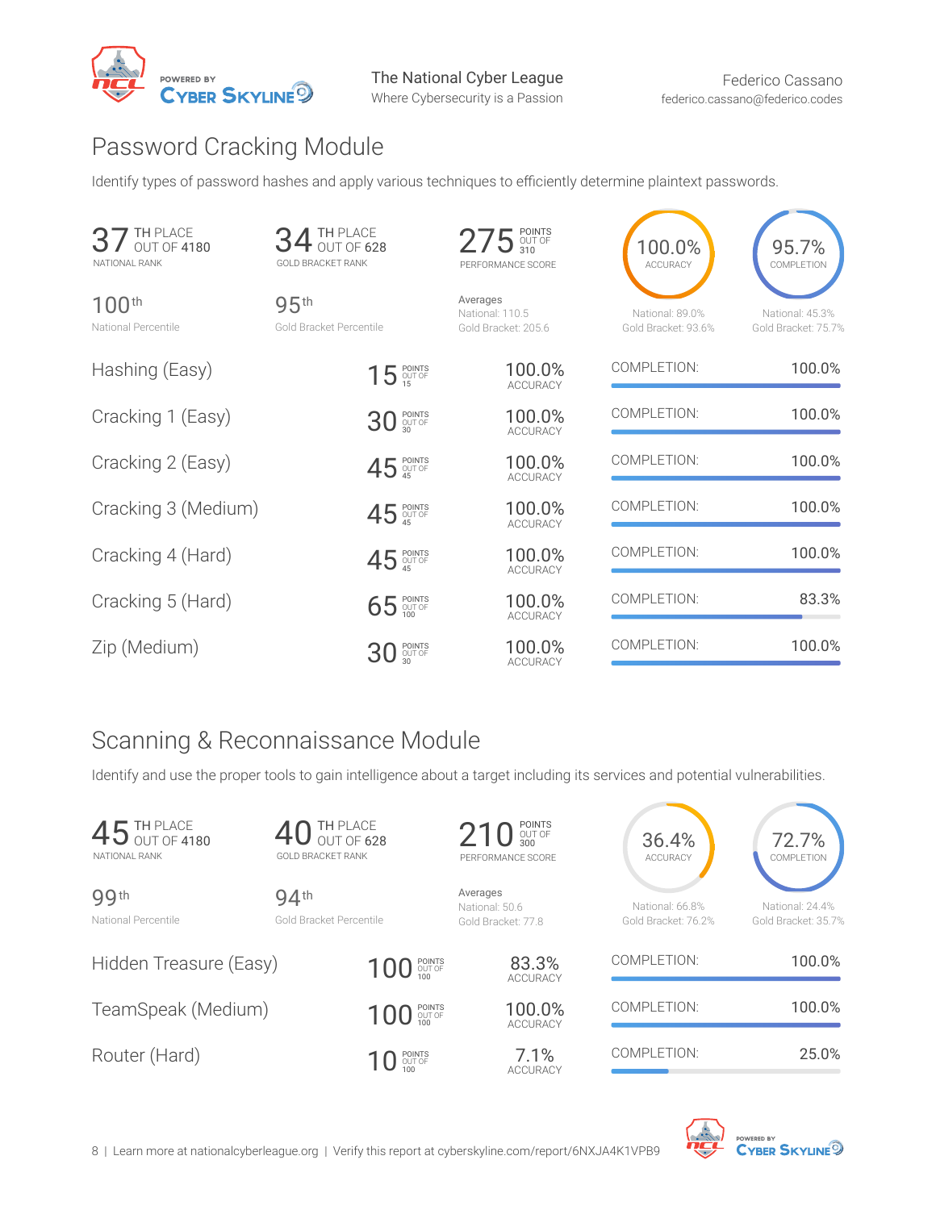The National Cyber League
Where Cybersecurity is a Passion

Federico Cassano
federico.cassano@federico.codes

## Password Cracking Module

Identify types of password hashes and apply various techniques to efficiently determine plaintext passwords.

| 37 TH PLACE OUT OF 4180 | 34 TH PLACE OUT OF 628 | 275 POINTS OUT OF 310 | 100.0% | 95.7% |
|---|---|---|---|---|
| NATIONAL RANK | GOLD BRACKET RANK | PERFORMANCE SCORE | ACCURACY | COMPLETION |
| 100th National Percentile | 95th Gold Bracket Percentile | Averages<br>National: 110.5<br>Gold Bracket: 205.6 | National: 89.0%<br>Gold Bracket: 93.6% | National: 45.3%<br>Gold Bracket: 75.7% |

| Challenge | Points | Accuracy | Completion |
|---|---|---|---|
| Hashing (Easy) | 15 points out of 15 | 100.0% | 100.0% |
| Cracking 1 (Easy) | 30 points out of 30 | 100.0% | 100.0% |
| Cracking 2 (Easy) | 45 points out of 45 | 100.0% | 100.0% |
| Cracking 3 (Medium) | 45 points out of 45 | 100.0% | 100.0% |
| Cracking 4 (Hard) | 45 points out of 45 | 100.0% | 100.0% |
| Cracking 5 (Hard) | 65 points out of 100 | 100.0% | 83.3% |
| Zip (Medium) | 30 points out of 30 | 100.0% | 100.0% |

## Scanning & Reconnaissance Module

Identify and use the proper tools to gain intelligence about a target including its services and potential vulnerabilities.

| 45 TH PLACE OUT OF 4180 | 40 TH PLACE OUT OF 628 | 210 POINTS OUT OF 300 | 36.4% | 72.7% |
|---|---|---|---|---|
| NATIONAL RANK | GOLD BRACKET RANK | PERFORMANCE SCORE | ACCURACY | COMPLETION |
| 99th National Percentile | 94th Gold Bracket Percentile | Averages<br>National: 50.6<br>Gold Bracket: 77.8 | National: 66.8%<br>Gold Bracket: 76.2% | National: 24.4%<br>Gold Bracket: 35.7% |

| Challenge | Points | Accuracy | Completion |
|---|---|---|---|
| Hidden Treasure (Easy) | 100 points out of 100 | 83.3% | 100.0% |
| TeamSpeak (Medium) | 100 points out of 100 | 100.0% | 100.0% |
| Router (Hard) | 10 points out of 100 | 7.1% | 25.0% |

Learn more at nationalcyberleague.org | Verify this report at cyberskyline.com/report/6NXJA4K1VPB9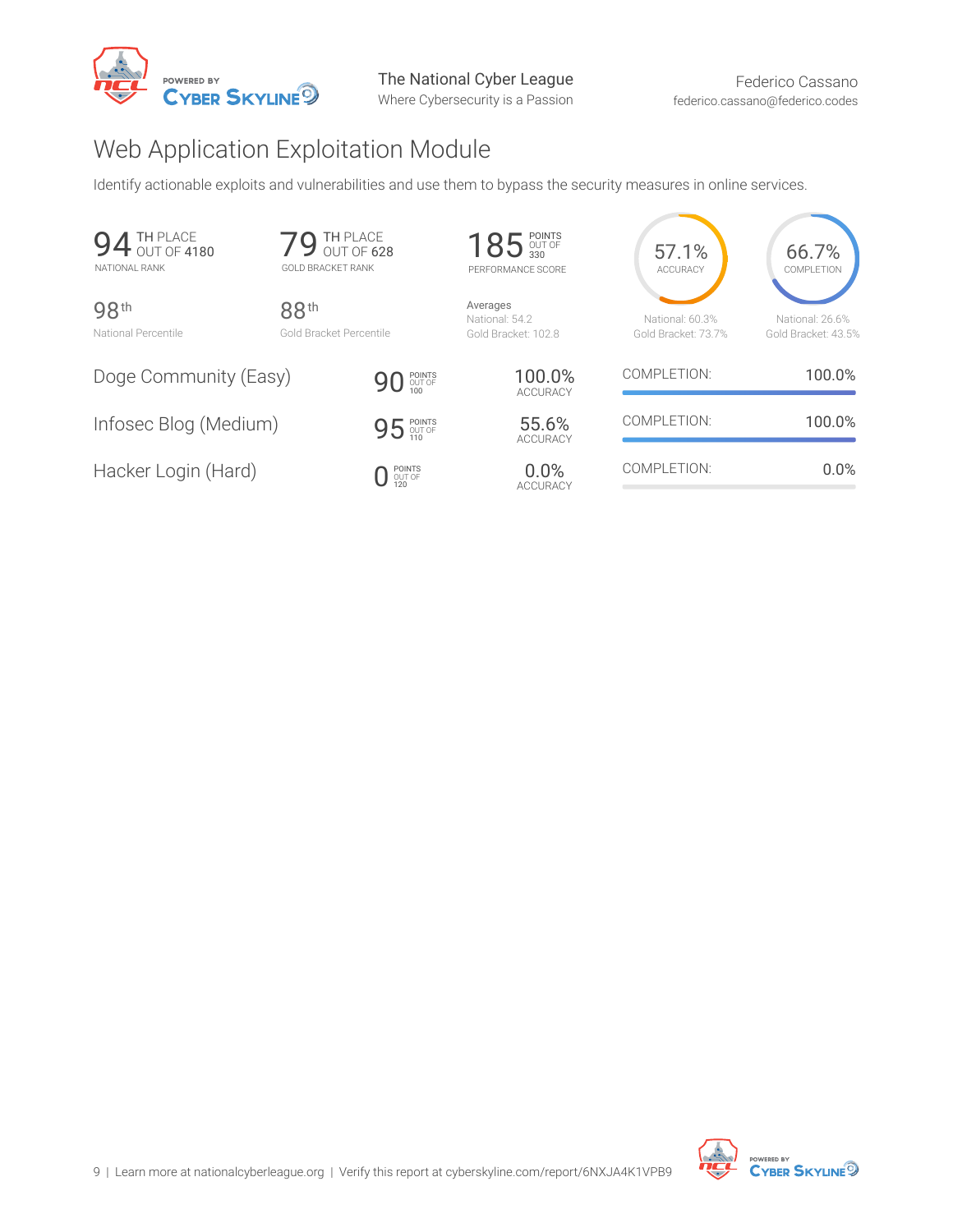The National Cyber League
Where Cybersecurity is a Passion

Federico Cassano
federico.cassano@federico.codes

# Web Application Exploitation Module

Identify actionable exploits and vulnerabilities and use them to bypass the security measures in online services.

**94** TH PLACE OUT OF **4180**
NATIONAL RANK

**79** TH PLACE OUT OF **628**
GOLD BRACKET RANK

**185** POINTS OUT OF 330
PERFORMANCE SCORE

**57.1%**
ACCURACY

**66.7%**
COMPLETION

98th
National Percentile

88th
Gold Bracket Percentile

Averages
National: 54.2
Gold Bracket: 102.8

National: 60.3%
Gold Bracket: 73.7%

National: 26.6%
Gold Bracket: 43.5%

| | | | |
|---|---|---|---|
| Doge Community (Easy) | 90 POINTS OUT OF 100 | 100.0% ACCURACY | COMPLETION: 100.0% |
| Infosec Blog (Medium) | 95 POINTS OUT OF 110 | 55.6% ACCURACY | COMPLETION: 100.0% |
| Hacker Login (Hard) | 0 POINTS OUT OF 120 | 0.0% ACCURACY | COMPLETION: 0.0% |

Learn more at nationalcyberleague.org | Verify this report at cyberskyline.com/report/6NXJA4K1VPB9